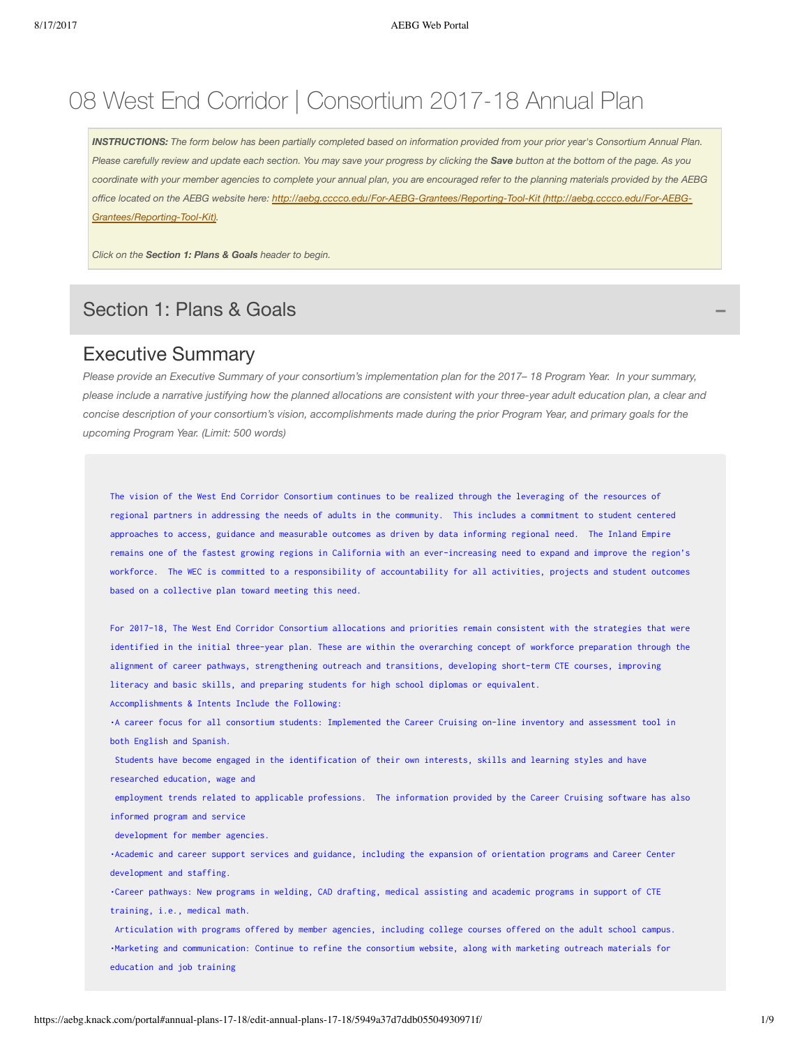# 08 West End Corridor | Consortium 2017-18 Annual Plan

***INSTRUCTIONS:*** *The form below has been partially completed based on information provided from your prior year's Consortium Annual Plan. Please carefully review and update each section. You may save your progress by clicking the* ***Save*** *button at the bottom of the page. As you coordinate with your member agencies to complete your annual plan, you are encouraged refer to the planning materials provided by the AEBG office located on the AEBG website here: [http://aebg.cccco.edu/For-AEBG-Grantees/Reporting-Tool-Kit (http://aebg.cccco.edu/For-AEBG-Grantees/Reporting-Tool-Kit)](http://aebg.cccco.edu/For-AEBG-Grantees/Reporting-Tool-Kit).*

*Click on the* ***Section 1: Plans & Goals*** *header to begin.*

## Section 1: Plans & Goals

### Executive Summary

*Please provide an Executive Summary of your consortium's implementation plan for the 2017– 18 Program Year. In your summary, please include a narrative justifying how the planned allocations are consistent with your three-year adult education plan, a clear and concise description of your consortium's vision, accomplishments made during the prior Program Year, and primary goals for the upcoming Program Year. (Limit: 500 words)*

The vision of the West End Corridor Consortium continues to be realized through the leveraging of the resources of regional partners in addressing the needs of adults in the community. This includes a commitment to student centered approaches to access, guidance and measurable outcomes as driven by data informing regional need. The Inland Empire remains one of the fastest growing regions in California with an ever-increasing need to expand and improve the region's workforce. The WEC is committed to a responsibility of accountability for all activities, projects and student outcomes based on a collective plan toward meeting this need.

For 2017-18, The West End Corridor Consortium allocations and priorities remain consistent with the strategies that were identified in the initial three-year plan. These are within the overarching concept of workforce preparation through the alignment of career pathways, strengthening outreach and transitions, developing short-term CTE courses, improving literacy and basic skills, and preparing students for high school diplomas or equivalent.

Accomplishments & Intents Include the Following:

•A career focus for all consortium students: Implemented the Career Cruising on-line inventory and assessment tool in both English and Spanish.

Students have become engaged in the identification of their own interests, skills and learning styles and have researched education, wage and employment trends related to applicable professions. The information provided by the Career Cruising software has also informed program and service development for member agencies.

•Academic and career support services and guidance, including the expansion of orientation programs and Career Center development and staffing.

•Career pathways: New programs in welding, CAD drafting, medical assisting and academic programs in support of CTE training, i.e., medical math.

Articulation with programs offered by member agencies, including college courses offered on the adult school campus.

•Marketing and communication: Continue to refine the consortium website, along with marketing outreach materials for education and job training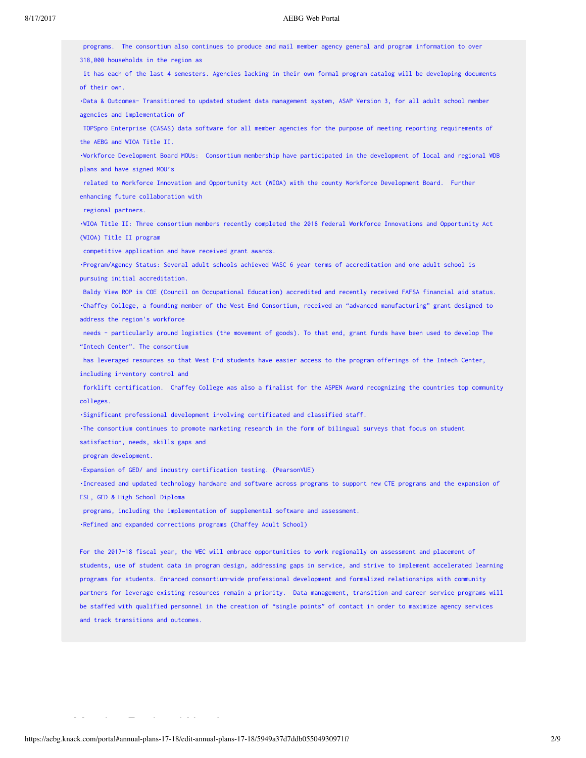programs. The consortium also continues to produce and mail member agency general and program information to over 318,000 households in the region as it has each of the last 4 semesters. Agencies lacking in their own formal program catalog will be developing documents of their own.

- Data & Outcomes- Transitioned to updated student data management system, ASAP Version 3, for all adult school member agencies and implementation of TOPSpro Enterprise (CASAS) data software for all member agencies for the purpose of meeting reporting requirements of the AEBG and WIOA Title II.
- Workforce Development Board MOUs: Consortium membership have participated in the development of local and regional WDB plans and have signed MOU's related to Workforce Innovation and Opportunity Act (WIOA) with the county Workforce Development Board. Further enhancing future collaboration with regional partners.
- WIOA Title II: Three consortium members recently completed the 2018 federal Workforce Innovations and Opportunity Act (WIOA) Title II program competitive application and have received grant awards.
- Program/Agency Status: Several adult schools achieved WASC 6 year terms of accreditation and one adult school is pursuing initial accreditation.
  Baldy View ROP is COE (Council on Occupational Education) accredited and recently received FAFSA financial aid status.
- Chaffey College, a founding member of the West End Consortium, received an "advanced manufacturing" grant designed to address the region's workforce needs - particularly around logistics (the movement of goods). To that end, grant funds have been used to develop The "Intech Center". The consortium has leveraged resources so that West End students have easier access to the program offerings of the Intech Center, including inventory control and forklift certification. Chaffey College was also a finalist for the ASPEN Award recognizing the countries top community colleges.
- Significant professional development involving certificated and classified staff.
- The consortium continues to promote marketing research in the form of bilingual surveys that focus on student satisfaction, needs, skills gaps and program development.
- Expansion of GED/ and industry certification testing. (PearsonVUE)
- Increased and updated technology hardware and software across programs to support new CTE programs and the expansion of ESL, GED & High School Diploma programs, including the implementation of supplemental software and assessment.
- Refined and expanded corrections programs (Chaffey Adult School)

For the 2017-18 fiscal year, the WEC will embrace opportunities to work regionally on assessment and placement of students, use of student data in program design, addressing gaps in service, and strive to implement accelerated learning programs for students. Enhanced consortium-wide professional development and formalized relationships with community partners for leverage existing resources remain a priority. Data management, transition and career service programs will be staffed with qualified personnel in the creation of "single points" of contact in order to maximize agency services and track transitions and outcomes.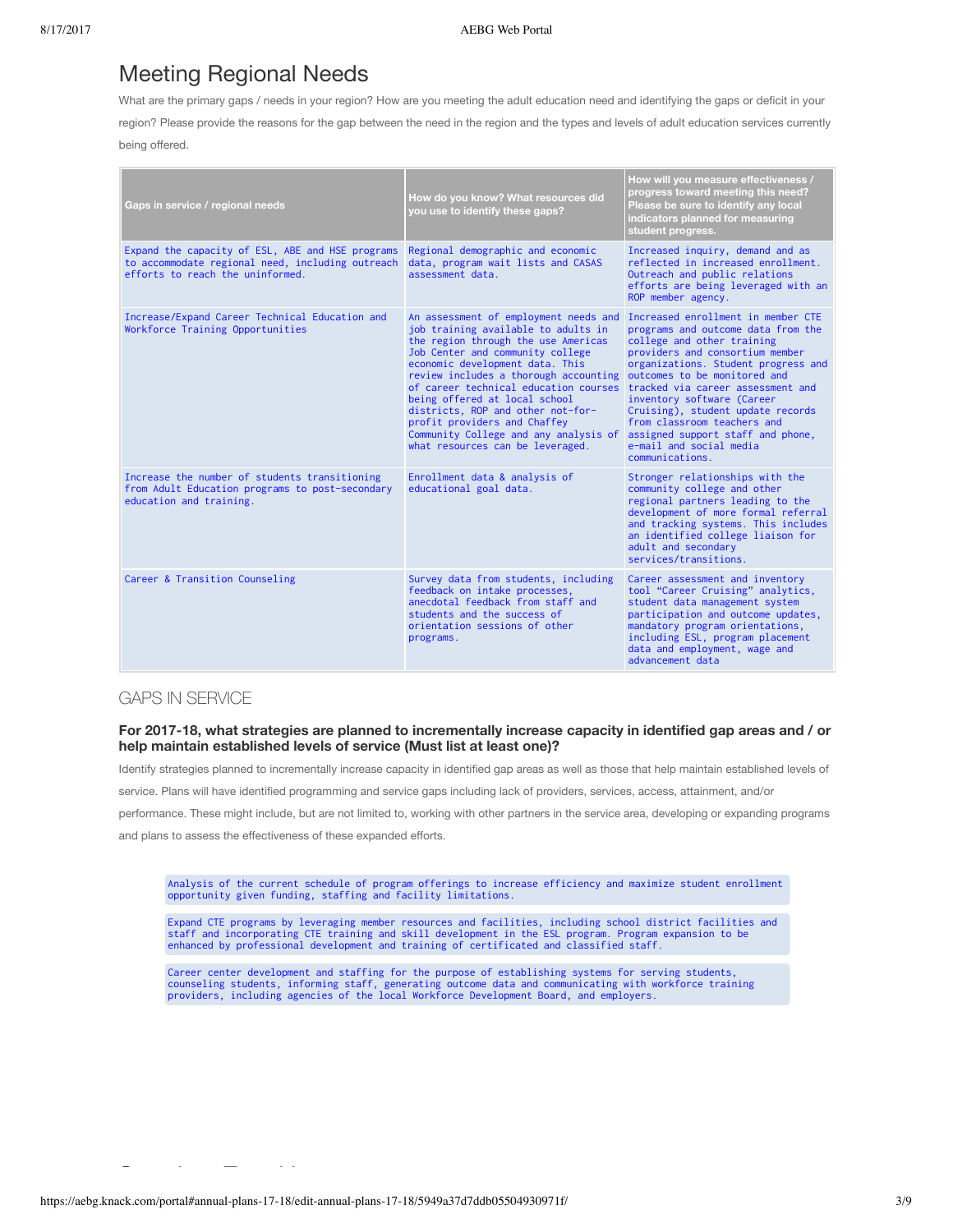# Meeting Regional Needs

What are the primary gaps / needs in your region? How are you meeting the adult education need and identifying the gaps or deficit in your region? Please provide the reasons for the gap between the need in the region and the types and levels of adult education services currently being offered.

| Gaps in service / regional needs | How do you know? What resources did you use to identify these gaps? | How will you measure effectiveness / progress toward meeting this need? Please be sure to identify any local indicators planned for measuring student progress. |
|---|---|---|
| Expand the capacity of ESL, ABE and HSE programs to accommodate regional need, including outreach efforts to reach the uninformed. | Regional demographic and economic data, program wait lists and CASAS assessment data. | Increased inquiry, demand and as reflected in increased enrollment. Outreach and public relations efforts are being leveraged with an ROP member agency. |
| Increase/Expand Career Technical Education and Workforce Training Opportunities | An assessment of employment needs and job training available to adults in the region through the use Americas Job Center and community college economic development data. This review includes a thorough accounting of career technical education courses being offered at local school districts, ROP and other not-for-profit providers and Chaffey Community College and any analysis of what resources can be leveraged. | Increased enrollment in member CTE programs and outcome data from the college and other training providers and consortium member organizations. Student progress and outcomes to be monitored and tracked via career assessment and inventory software (Career Cruising), student update records from classroom teachers and assigned support staff and phone, e-mail and social media communications. |
| Increase the number of students transitioning from Adult Education programs to post-secondary education and training. | Enrollment data & analysis of educational goal data. | Stronger relationships with the community college and other regional partners leading to the development of more formal referral and tracking systems. This includes an identified college liaison for adult and secondary services/transitions. |
| Career & Transition Counseling | Survey data from students, including feedback on intake processes, anecdotal feedback from staff and students and the success of orientation sessions of other programs. | Career assessment and inventory tool "Career Cruising" analytics, student data management system participation and outcome updates, mandatory program orientations, including ESL, program placement data and employment, wage and advancement data |

## GAPS IN SERVICE

### For 2017-18, what strategies are planned to incrementally increase capacity in identified gap areas and / or help maintain established levels of service (Must list at least one)?

Identify strategies planned to incrementally increase capacity in identified gap areas as well as those that help maintain established levels of service. Plans will have identified programming and service gaps including lack of providers, services, access, attainment, and/or performance. These might include, but are not limited to, working with other partners in the service area, developing or expanding programs and plans to assess the effectiveness of these expanded efforts.

- Analysis of the current schedule of program offerings to increase efficiency and maximize student enrollment opportunity given funding, staffing and facility limitations.
- Expand CTE programs by leveraging member resources and facilities, including school district facilities and staff and incorporating CTE training and skill development in the ESL program. Program expansion to be enhanced by professional development and training of certificated and classified staff.
- Career center development and staffing for the purpose of establishing systems for serving students, counseling students, informing staff, generating outcome data and communicating with workforce training providers, including agencies of the local Workforce Development Board, and employers.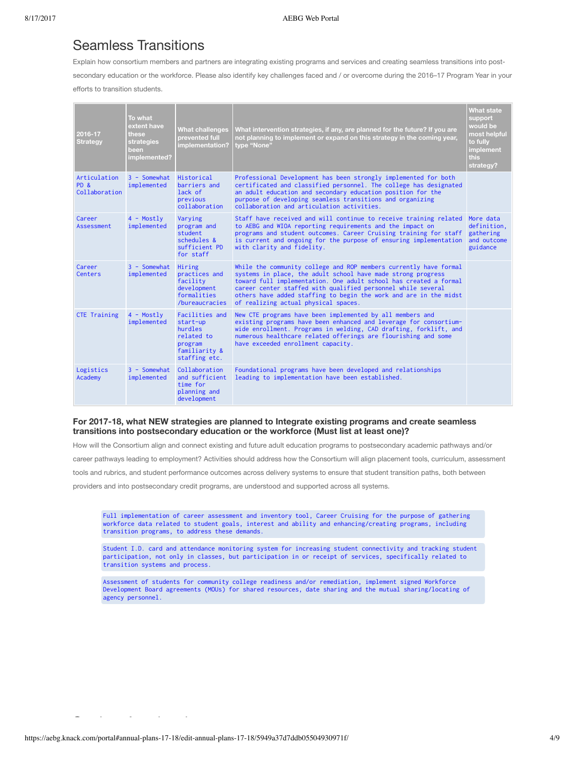# Seamless Transitions

Explain how consortium members and partners are integrating existing programs and services and creating seamless transitions into post-secondary education or the workforce. Please also identify key challenges faced and / or overcome during the 2016–17 Program Year in your efforts to transition students.

| 2016-17 Strategy | To what extent have these strategies been implemented? | What challenges prevented full implementation? | What intervention strategies, if any, are planned for the future? If you are not planning to implement or expand on this strategy in the coming year, type "None" | What state support would be most helpful to fully implement this strategy? |
|---|---|---|---|---|
| Articulation PD & Collaboration | 3 - Somewhat implemented | Historical barriers and lack of previous collaboration | Professional Development has been strongly implemented for both certificated and classified personnel. The college has designated an adult education and secondary education position for the purpose of developing seamless transitions and organizing collaboration and articulation activities. | |
| Career Assessment | 4 - Mostly implemented | Varying program and student schedules & sufficient PD for staff | Staff have received and will continue to receive training related to AEBG and WIOA reporting requirements and the impact on programs and student outcomes. Career Cruising training for staff is current and ongoing for the purpose of ensuring implementation with clarity and fidelity. | More data definition, gathering and outcome guidance |
| Career Centers | 3 - Somewhat implemented | Hiring practices and facility development formalities /bureaucracies | While the community college and ROP members currently have formal systems in place, the adult school have made strong progress toward full implementation. One adult school has created a formal career center staffed with qualified personnel while several others have added staffing to begin the work and are in the midst of realizing actual physical spaces. | |
| CTE Training | 4 - Mostly implemented | Facilities and start-up hurdles related to program familiarity & staffing etc. | New CTE programs have been implemented by all members and existing programs have been enhanced and leverage for consortium-wide enrollment. Programs in welding, CAD drafting, forklift, and numerous healthcare related offerings are flourishing and some have exceeded enrollment capacity. | |
| Logistics Academy | 3 - Somewhat implemented | Collaboration and sufficient time for planning and development | Foundational programs have been developed and relationships leading to implementation have been established. | |

### For 2017-18, what NEW strategies are planned to Integrate existing programs and create seamless transitions into postsecondary education or the workforce (Must list at least one)?

How will the Consortium align and connect existing and future adult education programs to postsecondary academic pathways and/or career pathways leading to employment? Activities should address how the Consortium will align placement tools, curriculum, assessment tools and rubrics, and student performance outcomes across delivery systems to ensure that student transition paths, both between providers and into postsecondary credit programs, are understood and supported across all systems.

Full implementation of career assessment and inventory tool, Career Cruising for the purpose of gathering workforce data related to student goals, interest and ability and enhancing/creating programs, including transition programs, to address these demands.

Student I.D. card and attendance monitoring system for increasing student connectivity and tracking student participation, not only in classes, but participation in or receipt of services, specifically related to transition systems and process.

Assessment of students for community college readiness and/or remediation, implement signed Workforce Development Board agreements (MOUs) for shared resources, date sharing and the mutual sharing/locating of agency personnel.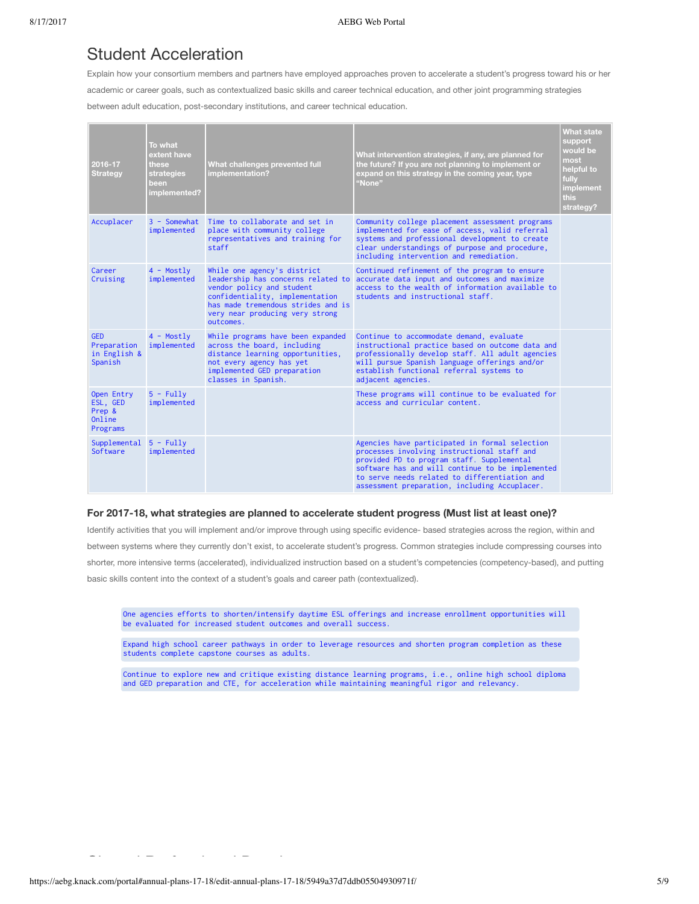# Student Acceleration

Explain how your consortium members and partners have employed approaches proven to accelerate a student's progress toward his or her academic or career goals, such as contextualized basic skills and career technical education, and other joint programming strategies between adult education, post-secondary institutions, and career technical education.

| 2016-17 Strategy | To what extent have these strategies been implemented? | What challenges prevented full implementation? | What intervention strategies, if any, are planned for the future? If you are not planning to implement or expand on this strategy in the coming year, type "None" | What state support would be most helpful to fully implement this strategy? |
|---|---|---|---|---|
| Accuplacer | 3 - Somewhat implemented | Time to collaborate and set in place with community college representatives and training for staff | Community college placement assessment programs implemented for ease of access, valid referral systems and professional development to create clear understandings of purpose and procedure, including intervention and remediation. | |
| Career Cruising | 4 - Mostly implemented | While one agency's district leadership has concerns related to vendor policy and student confidentiality, implementation has made tremendous strides and is very near producing very strong outcomes. | Continued refinement of the program to ensure accurate data input and outcomes and maximize access to the wealth of information available to students and instructional staff. | |
| GED Preparation in English & Spanish | 4 - Mostly implemented | While programs have been expanded across the board, including distance learning opportunities, not every agency has yet implemented GED preparation classes in Spanish. | Continue to accommodate demand, evaluate instructional practice based on outcome data and professionally develop staff. All adult agencies will pursue Spanish language offerings and/or establish functional referral systems to adjacent agencies. | |
| Open Entry ESL, GED Prep & Online Programs | 5 - Fully implemented | | These programs will continue to be evaluated for access and curricular content. | |
| Supplemental Software | 5 - Fully implemented | | Agencies have participated in formal selection processes involving instructional staff and provided PD to program staff. Supplemental software has and will continue to be implemented to serve needs related to differentiation and assessment preparation, including Accuplacer. | |

### For 2017-18, what strategies are planned to accelerate student progress (Must list at least one)?

Identify activities that you will implement and/or improve through using specific evidence- based strategies across the region, within and between systems where they currently don't exist, to accelerate student's progress. Common strategies include compressing courses into shorter, more intensive terms (accelerated), individualized instruction based on a student's competencies (competency-based), and putting basic skills content into the context of a student's goals and career path (contextualized).

- One agencies efforts to shorten/intensify daytime ESL offerings and increase enrollment opportunities will be evaluated for increased student outcomes and overall success.
- Expand high school career pathways in order to leverage resources and shorten program completion as these students complete capstone courses as adults.
- Continue to explore new and critique existing distance learning programs, i.e., online high school diploma and GED preparation and CTE, for acceleration while maintaining meaningful rigor and relevancy.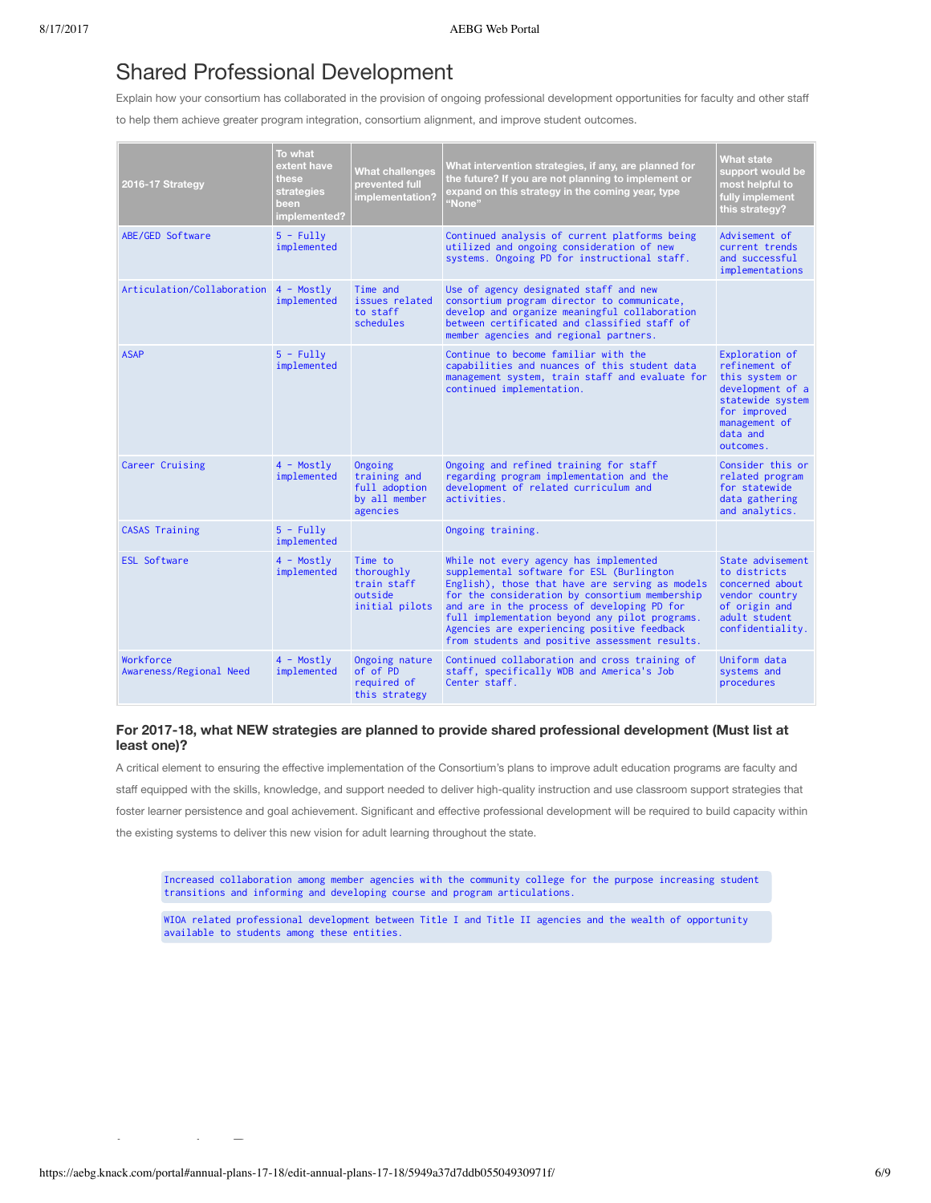# Shared Professional Development

Explain how your consortium has collaborated in the provision of ongoing professional development opportunities for faculty and other staff to help them achieve greater program integration, consortium alignment, and improve student outcomes.

| 2016-17 Strategy | To what extent have these strategies been implemented? | What challenges prevented full implementation? | What intervention strategies, if any, are planned for the future? If you are not planning to implement or expand on this strategy in the coming year, type "None" | What state support would be most helpful to fully implement this strategy? |
|---|---|---|---|---|
| ABE/GED Software | 5 - Fully implemented | | Continued analysis of current platforms being utilized and ongoing consideration of new systems. Ongoing PD for instructional staff. | Advisement of current trends and successful implementations |
| Articulation/Collaboration | 4 - Mostly implemented | Time and issues related to staff schedules | Use of agency designated staff and new consortium program director to communicate, develop and organize meaningful collaboration between certificated and classified staff of member agencies and regional partners. | |
| ASAP | 5 - Fully implemented | | Continue to become familiar with the capabilities and nuances of this student data management system, train staff and evaluate for continued implementation. | Exploration of refinement of this system or development of a statewide system for improved management of data and outcomes. |
| Career Cruising | 4 - Mostly implemented | Ongoing training and full adoption by all member agencies | Ongoing and refined training for staff regarding program implementation and the development of related curriculum and activities. | Consider this or related program for statewide data gathering and analytics. |
| CASAS Training | 5 - Fully implemented | | Ongoing training. | |
| ESL Software | 4 - Mostly implemented | Time to thoroughly train staff outside initial pilots | While not every agency has implemented supplemental software for ESL (Burlington English), those that have are serving as models for the consideration by consortium membership and are in the process of developing PD for full implementation beyond any pilot programs. Agencies are experiencing positive feedback from students and positive assessment results. | State advisement to districts concerned about vendor country of origin and adult student confidentiality. |
| Workforce Awareness/Regional Need | 4 - Mostly implemented | Ongoing nature of of PD required of this strategy | Continued collaboration and cross training of staff, specifically WDB and America's Job Center staff. | Uniform data systems and procedures |

### For 2017-18, what NEW strategies are planned to provide shared professional development (Must list at least one)?

A critical element to ensuring the effective implementation of the Consortium's plans to improve adult education programs are faculty and staff equipped with the skills, knowledge, and support needed to deliver high-quality instruction and use classroom support strategies that foster learner persistence and goal achievement. Significant and effective professional development will be required to build capacity within the existing systems to deliver this new vision for adult learning throughout the state.

- Increased collaboration among member agencies with the community college for the purpose increasing student transitions and informing and developing course and program articulations.
- WIOA related professional development between Title I and Title II agencies and the wealth of opportunity available to students among these entities.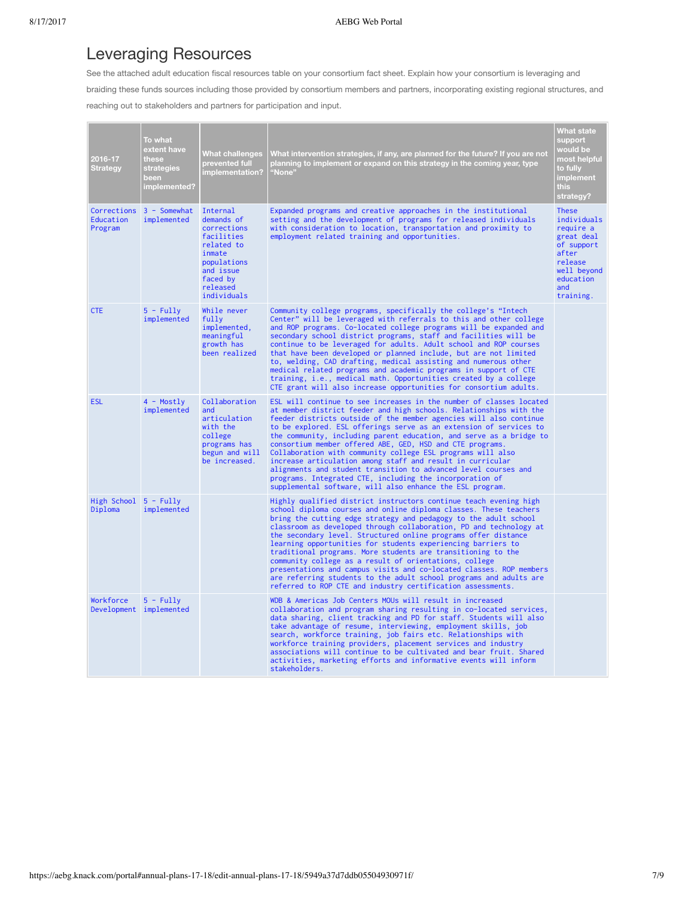# Leveraging Resources

See the attached adult education fiscal resources table on your consortium fact sheet. Explain how your consortium is leveraging and braiding these funds sources including those provided by consortium members and partners, incorporating existing regional structures, and reaching out to stakeholders and partners for participation and input.

| 2016-17 Strategy | To what extent have these strategies been implemented? | What challenges prevented full implementation? | What intervention strategies, if any, are planned for the future? If you are not planning to implement or expand on this strategy in the coming year, type "None" | What state support would be most helpful to fully implement this strategy? |
|---|---|---|---|---|
| Corrections Education Program | 3 - Somewhat implemented | Internal demands of corrections facilities related to inmate populations and issue faced by released individuals | Expanded programs and creative approaches in the institutional setting and the development of programs for released individuals with consideration to location, transportation and proximity to employment related training and opportunities. | These individuals require a great deal of support after release well beyond education and training. |
| CTE | 5 - Fully implemented | While never fully implemented, meaningful growth has been realized | Community college programs, specifically the college's "Intech Center" will be leveraged with referrals to this and other college and ROP programs. Co-located college programs will be expanded and secondary school district programs, staff and facilities will be continue to be leveraged for adults. Adult school and ROP courses that have been developed or planned include, but are not limited to, welding, CAD drafting, medical assisting and numerous other medical related programs and academic programs in support of CTE training, i.e., medical math. Opportunities created by a college CTE grant will also increase opportunities for consortium adults. | |
| ESL | 4 - Mostly implemented | Collaboration and articulation with the college programs has begun and will be increased. | ESL will continue to see increases in the number of classes located at member district feeder and high schools. Relationships with the feeder districts outside of the member agencies will also continue to be explored. ESL offerings serve as an extension of services to the community, including parent education, and serve as a bridge to consortium member offered ABE, GED, HSD and CTE programs. Collaboration with community college ESL programs will also increase articulation among staff and result in curricular alignments and student transition to advanced level courses and programs. Integrated CTE, including the incorporation of supplemental software, will also enhance the ESL program. | |
| High School Diploma | 5 - Fully implemented | | Highly qualified district instructors continue teach evening high school diploma courses and online diploma classes. These teachers bring the cutting edge strategy and pedagogy to the adult school classroom as developed through collaboration, PD and technology at the secondary level. Structured online programs offer distance learning opportunities for students experiencing barriers to traditional programs. More students are transitioning to the community college as a result of orientations, college presentations and campus visits and co-located classes. ROP members are referring students to the adult school programs and adults are referred to ROP CTE and industry certification assessments. | |
| Workforce Development | 5 - Fully implemented | | WDB & Americas Job Centers MOUs will result in increased collaboration and program sharing resulting in co-located services, data sharing, client tracking and PD for staff. Students will also take advantage of resume, interviewing, employment skills, job search, workforce training, job fairs etc. Relationships with workforce training providers, placement services and industry associations will continue to be cultivated and bear fruit. Shared activities, marketing efforts and informative events will inform stakeholders. | |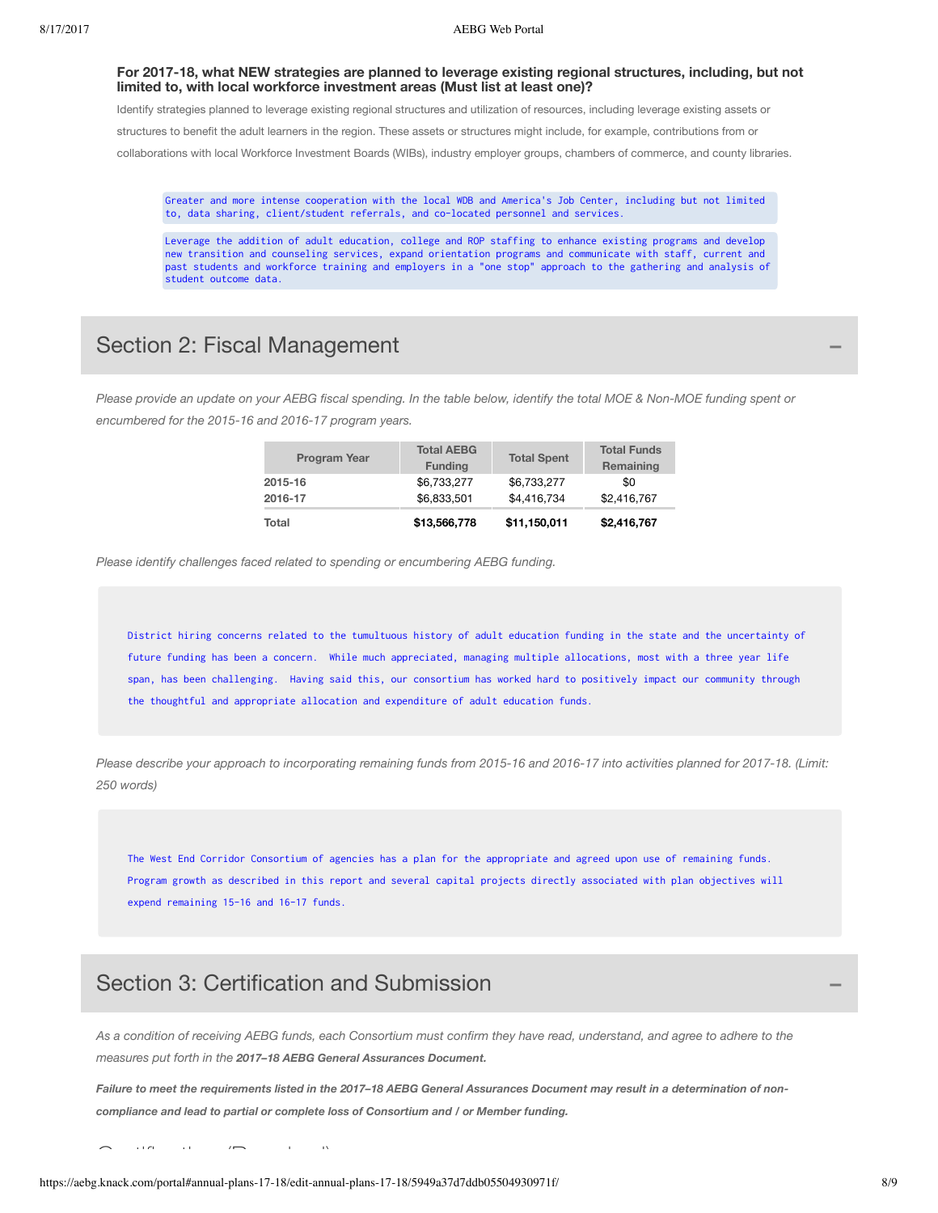### For 2017-18, what NEW strategies are planned to leverage existing regional structures, including, but not limited to, with local workforce investment areas (Must list at least one)?

Identify strategies planned to leverage existing regional structures and utilization of resources, including leverage existing assets or structures to benefit the adult learners in the region. These assets or structures might include, for example, contributions from or collaborations with local Workforce Investment Boards (WIBs), industry employer groups, chambers of commerce, and county libraries.

Greater and more intense cooperation with the local WDB and America's Job Center, including but not limited to, data sharing, client/student referrals, and co-located personnel and services.

Leverage the addition of adult education, college and ROP staffing to enhance existing programs and develop new transition and counseling services, expand orientation programs and communicate with staff, current and past students and workforce training and employers in a "one stop" approach to the gathering and analysis of student outcome data.

## Section 2: Fiscal Management

*Please provide an update on your AEBG fiscal spending. In the table below, identify the total MOE & Non-MOE funding spent or encumbered for the 2015-16 and 2016-17 program years.*

| Program Year | Total AEBG Funding | Total Spent | Total Funds Remaining |
|---|---|---|---|
| 2015-16 | $6,733,277 | $6,733,277 | $0 |
| 2016-17 | $6,833,501 | $4,416,734 | $2,416,767 |
| **Total** | **$13,566,778** | **$11,150,011** | **$2,416,767** |

*Please identify challenges faced related to spending or encumbering AEBG funding.*

District hiring concerns related to the tumultuous history of adult education funding in the state and the uncertainty of future funding has been a concern. While much appreciated, managing multiple allocations, most with a three year life span, has been challenging. Having said this, our consortium has worked hard to positively impact our community through the thoughtful and appropriate allocation and expenditure of adult education funds.

*Please describe your approach to incorporating remaining funds from 2015-16 and 2016-17 into activities planned for 2017-18. (Limit: 250 words)*

The West End Corridor Consortium of agencies has a plan for the appropriate and agreed upon use of remaining funds. Program growth as described in this report and several capital projects directly associated with plan objectives will expend remaining 15-16 and 16-17 funds.

## Section 3: Certification and Submission

*As a condition of receiving AEBG funds, each Consortium must confirm they have read, understand, and agree to adhere to the measures put forth in the **2017–18 AEBG General Assurances Document.***

***Failure to meet the requirements listed in the 2017–18 AEBG General Assurances Document may result in a determination of non-compliance and lead to partial or complete loss of Consortium and / or Member funding.***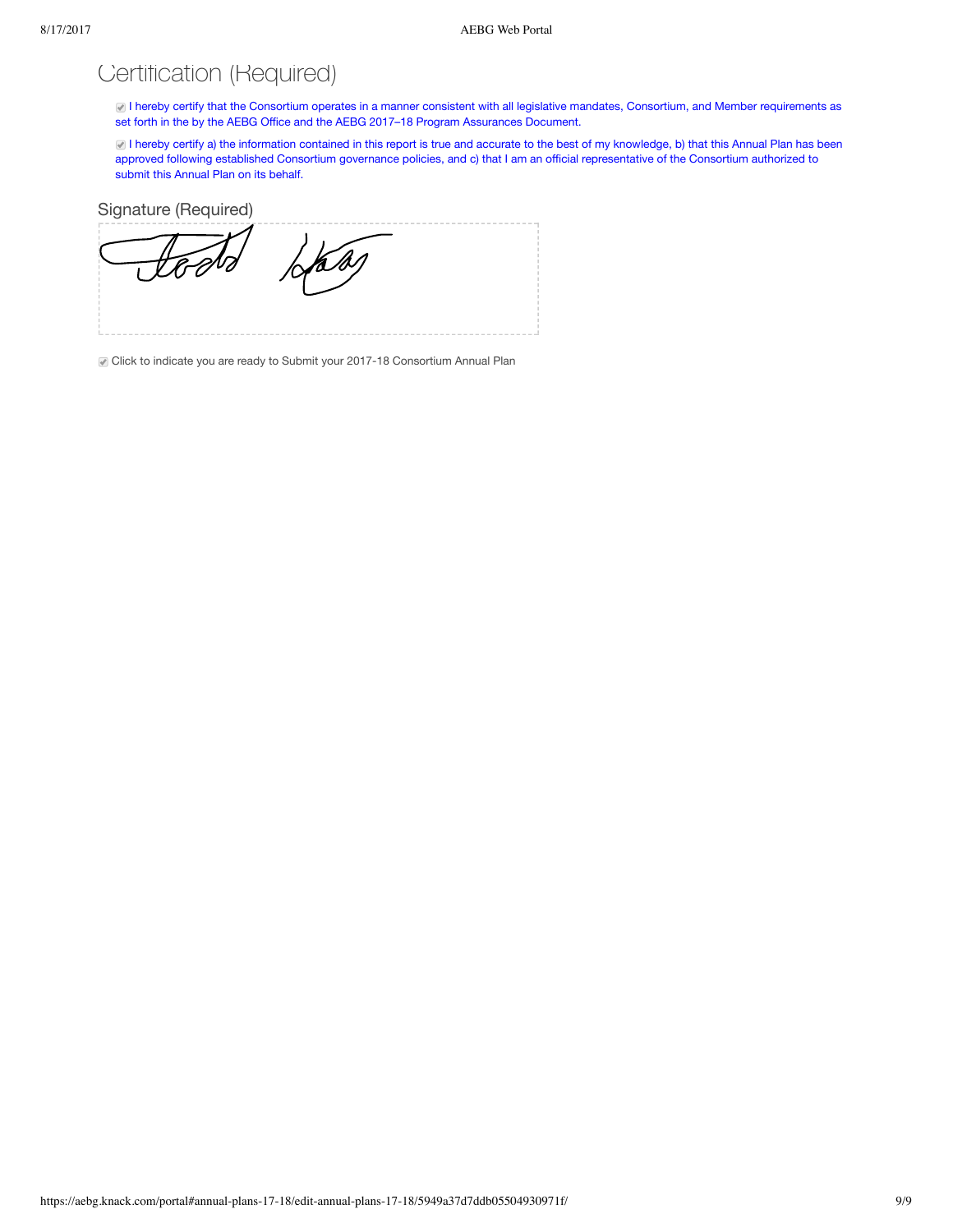## Certification (Required)

- [x] I hereby certify that the Consortium operates in a manner consistent with all legislative mandates, Consortium, and Member requirements as set forth in the by the AEBG Office and the AEBG 2017–18 Program Assurances Document.

- [x] I hereby certify a) the information contained in this report is true and accurate to the best of my knowledge, b) that this Annual Plan has been approved following established Consortium governance policies, and c) that I am an official representative of the Consortium authorized to submit this Annual Plan on its behalf.

### Signature (Required)

- [x] Click to indicate you are ready to Submit your 2017-18 Consortium Annual Plan